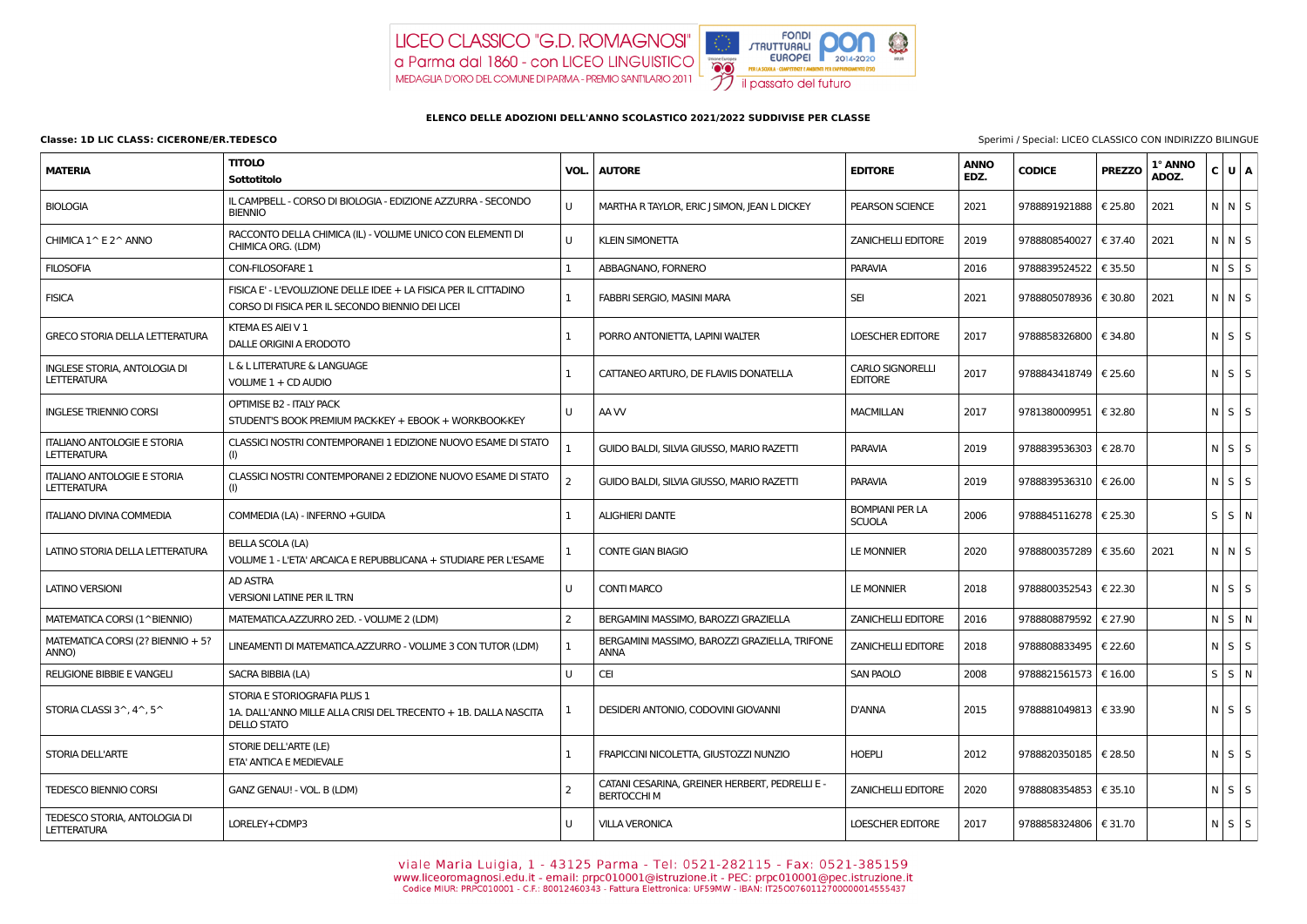LICEO CLASSICO "G.D. ROMAGNOSI"
a Parma dal 1860 - con LICEO LINGUISTICO
MEDAGLIA D'ORO DEL COMUNE DI PARMA - PREMIO SANT'ILARIO 2011

FONDI STRUTTURALI EUROPEI
PON 2014-2020
il passato del futuro

**ELENCO DELLE ADOZIONI DELL'ANNO SCOLASTICO 2021/2022 SUDDIVISE PER CLASSE**

**Classe: 1D LIC CLASS: CICERONE/ER.TEDESCO**

Sperimi / Special: LICEO CLASSICO CON INDIRIZZO BILINGUE

| MATERIA | TITOLO Sottotitolo | VOL. | AUTORE | EDITORE | ANNO EDZ. | CODICE | PREZZO | 1° ANNO ADOZ. | C | U | A |
|---|---|---|---|---|---|---|---|---|---|---|---|
| BIOLOGIA | IL CAMPBELL - CORSO DI BIOLOGIA - EDIZIONE AZZURRA - SECONDO BIENNIO | U | MARTHA R TAYLOR, ERIC J SIMON, JEAN L DICKEY | PEARSON SCIENCE | 2021 | 9788891921888 | € 25.80 | 2021 | N | N | S |
| CHIMICA 1^ E 2^ ANNO | RACCONTO DELLA CHIMICA (IL) - VOLUME UNICO CON ELEMENTI DI CHIMICA ORG. (LDM) | U | KLEIN SIMONETTA | ZANICHELLI EDITORE | 2019 | 9788808540027 | € 37.40 | 2021 | N | N | S |
| FILOSOFIA | CON-FILOSOFARE 1 | 1 | ABBAGNANO, FORNERO | PARAVIA | 2016 | 9788839524522 | € 35.50 | | N | S | S |
| FISICA | FISICA E' - L'EVOLUZIONE DELLE IDEE + LA FISICA PER IL CITTADINO CORSO DI FISICA PER IL SECONDO BIENNIO DEI LICEI | 1 | FABBRI SERGIO, MASINI MARA | SEI | 2021 | 9788805078936 | € 30.80 | 2021 | N | N | S |
| GRECO STORIA DELLA LETTERATURA | KTEMA ES AIEI V 1 DALLE ORIGINI A ERODOTO | 1 | PORRO ANTONIETTA, LAPINI WALTER | LOESCHER EDITORE | 2017 | 9788858326800 | € 34.80 | | N | S | S |
| INGLESE STORIA, ANTOLOGIA DI LETTERATURA | L & L LITERATURE & LANGUAGE VOLUME 1 + CD AUDIO | 1 | CATTANEO ARTURO, DE FLAVIIS DONATELLA | CARLO SIGNORELLI EDITORE | 2017 | 9788843418749 | € 25.60 | | N | S | S |
| INGLESE TRIENNIO CORSI | OPTIMISE B2 - ITALY PACK STUDENT'S BOOK PREMIUM PACK-KEY + EBOOK + WORKBOOK-KEY | U | AA VV | MACMILLAN | 2017 | 9781380009951 | € 32.80 | | N | S | S |
| ITALIANO ANTOLOGIE E STORIA LETTERATURA | CLASSICI NOSTRI CONTEMPORANEI 1 EDIZIONE NUOVO ESAME DI STATO (I) | 1 | GUIDO BALDI, SILVIA GIUSSO, MARIO RAZETTI | PARAVIA | 2019 | 9788839536303 | € 28.70 | | N | S | S |
| ITALIANO ANTOLOGIE E STORIA LETTERATURA | CLASSICI NOSTRI CONTEMPORANEI 2 EDIZIONE NUOVO ESAME DI STATO (I) | 2 | GUIDO BALDI, SILVIA GIUSSO, MARIO RAZETTI | PARAVIA | 2019 | 9788839536310 | € 26.00 | | N | S | S |
| ITALIANO DIVINA COMMEDIA | COMMEDIA (LA) - INFERNO +GUIDA | 1 | ALIGHIERI DANTE | BOMPIANI PER LA SCUOLA | 2006 | 9788845116278 | € 25.30 | | S | S | N |
| LATINO STORIA DELLA LETTERATURA | BELLA SCOLA (LA) VOLUME 1 - L'ETA' ARCAICA E REPUBBLICANA + STUDIARE PER L'ESAME | 1 | CONTE GIAN BIAGIO | LE MONNIER | 2020 | 9788800357289 | € 35.60 | 2021 | N | N | S |
| LATINO VERSIONI | AD ASTRA VERSIONI LATINE PER IL TRN | U | CONTI MARCO | LE MONNIER | 2018 | 9788800352543 | € 22.30 | | N | S | S |
| MATEMATICA CORSI (1^BIENNIO) | MATEMATICA.AZZURRO 2ED. - VOLUME 2 (LDM) | 2 | BERGAMINI MASSIMO, BAROZZI GRAZIELLA | ZANICHELLI EDITORE | 2016 | 9788808879592 | € 27.90 | | N | S | N |
| MATEMATICA CORSI (2? BIENNIO + 5? ANNO) | LINEAMENTI DI MATEMATICA.AZZURRO - VOLUME 3 CON TUTOR (LDM) | 1 | BERGAMINI MASSIMO, BAROZZI GRAZIELLA, TRIFONE ANNA | ZANICHELLI EDITORE | 2018 | 9788808833495 | € 22.60 | | N | S | S |
| RELIGIONE BIBBIE E VANGELI | SACRA BIBBIA (LA) | U | CEI | SAN PAOLO | 2008 | 9788821561573 | € 16.00 | | S | S | N |
| STORIA CLASSI 3^, 4^, 5^ | STORIA E STORIOGRAFIA PLUS 1 1A. DALL'ANNO MILLE ALLA CRISI DEL TRECENTO + 1B. DALLA NASCITA DELLO STATO | 1 | DESIDERI ANTONIO, CODOVINI GIOVANNI | D'ANNA | 2015 | 9788881049813 | € 33.90 | | N | S | S |
| STORIA DELL'ARTE | STORIE DELL'ARTE (LE) ETA' ANTICA E MEDIEVALE | 1 | FRAPICCINI NICOLETTA, GIUSTOZZI NUNZIO | HOEPLI | 2012 | 9788820350185 | € 28.50 | | N | S | S |
| TEDESCO BIENNIO CORSI | GANZ GENAU! - VOL. B (LDM) | 2 | CATANI CESARINA, GREINER HERBERT, PEDRELLI E - BERTOCCHI M | ZANICHELLI EDITORE | 2020 | 9788808354853 | € 35.10 | | N | S | S |
| TEDESCO STORIA, ANTOLOGIA DI LETTERATURA | LORELEY+CDMP3 | U | VILLA VERONICA | LOESCHER EDITORE | 2017 | 9788858324806 | € 31.70 | | N | S | S |

viale Maria Luigia, 1 - 43125 Parma - Tel: 0521-282115 - Fax: 0521-385159
www.liceoromagnosi.edu.it - email: prpc010001@istruzione.it - PEC: prpc010001@pec.istruzione.it
Codice MIUR: PRPC010001 - C.F.: 80012460343 - Fattura Elettronica: UF59MW - IBAN: IT25O0760112700000014555437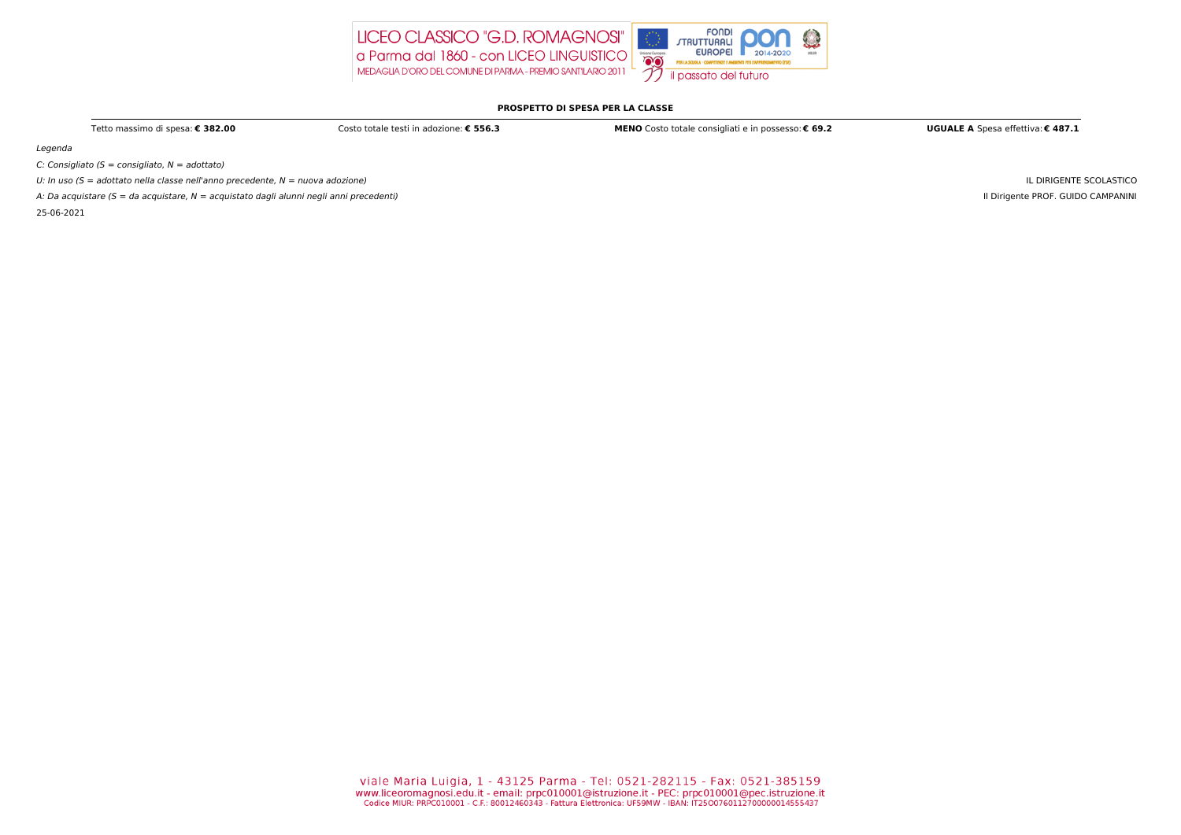LICEO CLASSICO "G.D. ROMAGNOSI"
a Parma dal 1860 - con LICEO LINGUISTICO
MEDAGLIA D'ORO DEL COMUNE DI PARMA - PREMIO SANT'ILARIO 2011

**PROSPETTO DI SPESA PER LA CLASSE**

| Tetto massimo di spesa: **€ 382.00** | Costo totale testi in adozione: **€ 556.3** | **MENO** Costo totale consigliati e in possesso: **€ 69.2** | **UGUALE A** Spesa effettiva: **€ 487.1** |
|---|---|---|---|

*Legenda*

*C: Consigliato (S = consigliato, N = adottato)*

*U: In uso (S = adottato nella classe nell'anno precedente, N = nuova adozione)*

*A: Da acquistare (S = da acquistare, N = acquistato dagli alunni negli anni precedenti)*

25-06-2021

IL DIRIGENTE SCOLASTICO

Il Dirigente PROF. GUIDO CAMPANINI

viale Maria Luigia, 1 - 43125 Parma - Tel: 0521-282115 - Fax: 0521-385159
www.liceoromagnosi.edu.it - email: prpc010001@istruzione.it - PEC: prpc010001@pec.istruzione.it
Codice MIUR: PRPC010001 - C.F.: 80012460343 - Fattura Elettronica: UF59MW - IBAN: IT25O0760112700000014555437